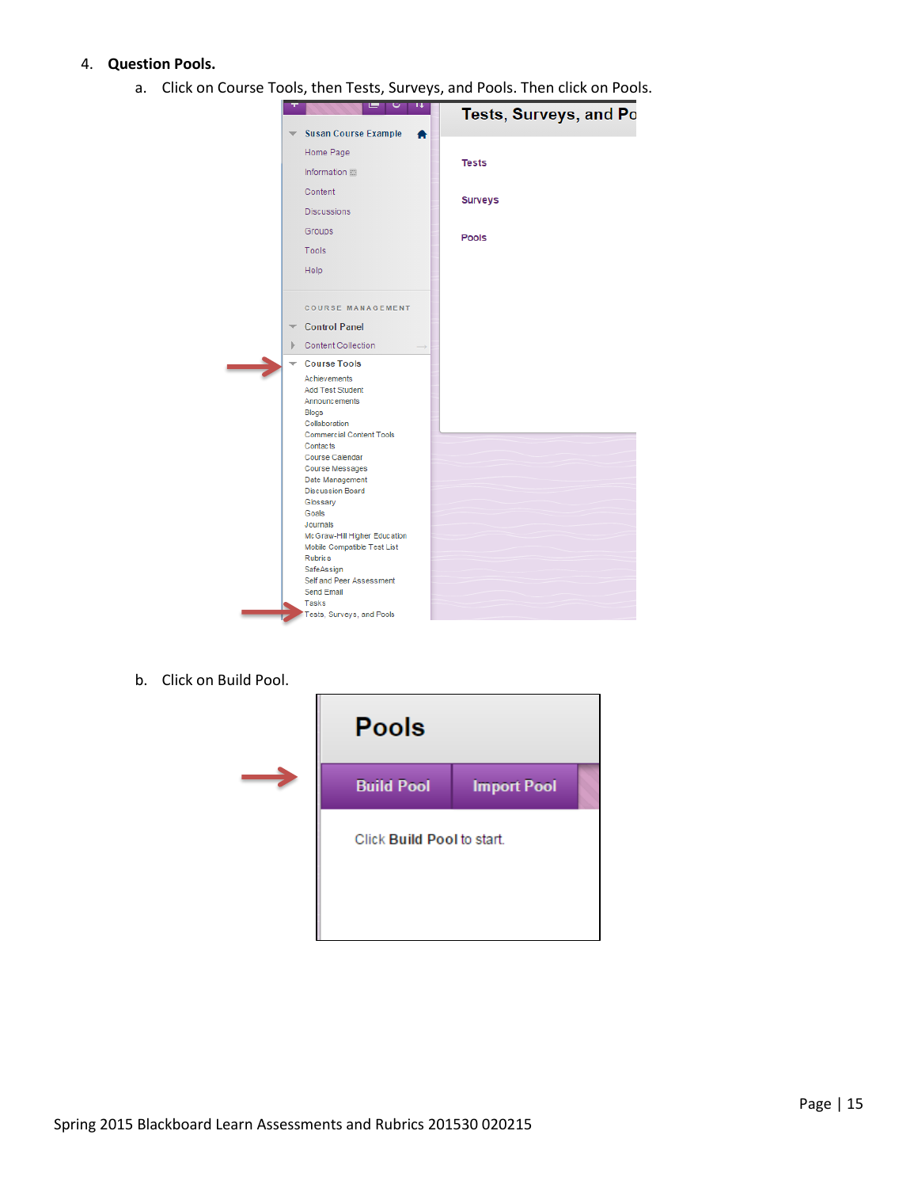4. **Question Pools.**
    a. Click on Course Tools, then Tests, Surveys, and Pools. Then click on Pools.

    b. Click on Build Pool.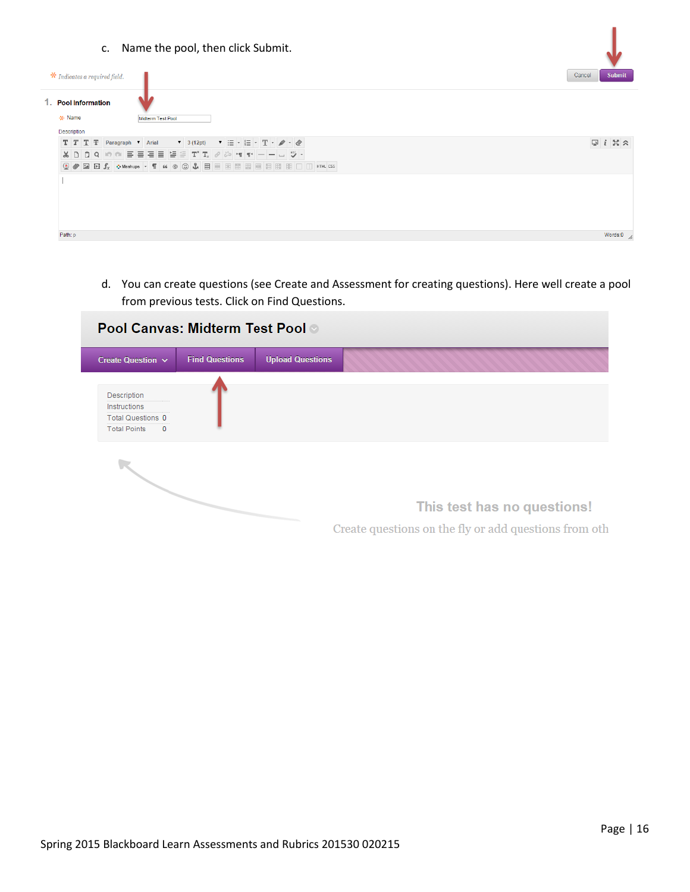c. Name the pool, then click Submit.

d. You can create questions (see Create and Assessment for creating questions). Here well create a pool from previous tests. Click on Find Questions.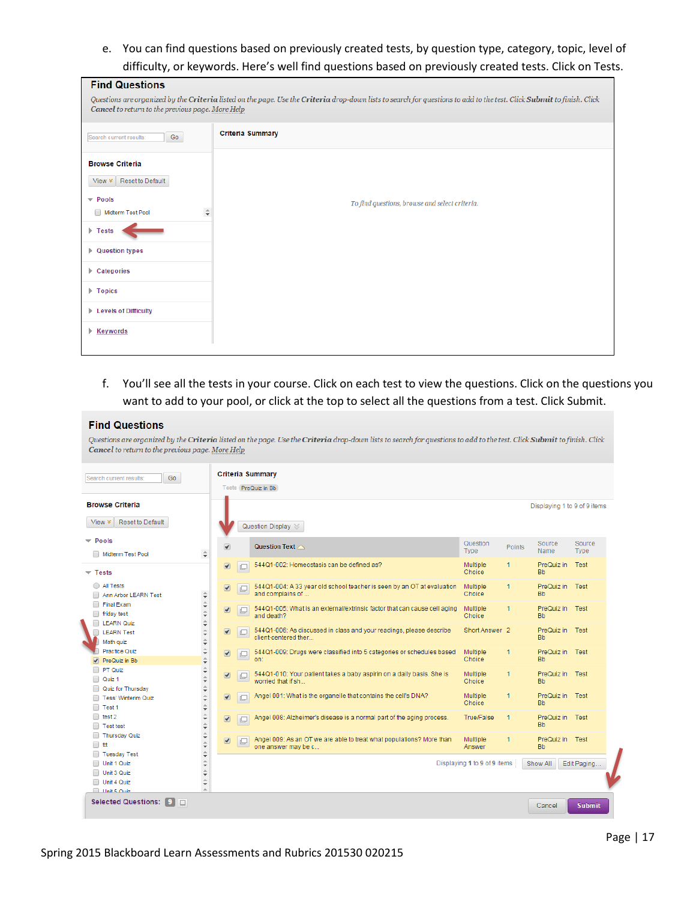e. You can find questions based on previously created tests, by question type, category, topic, level of difficulty, or keywords. Here's well find questions based on previously created tests. Click on Tests.

f. You'll see all the tests in your course. Click on each test to view the questions. Click on the questions you want to add to your pool, or click at the top to select all the questions from a test. Click Submit.

Spring 2015 Blackboard Learn Assessments and Rubrics 201530 020215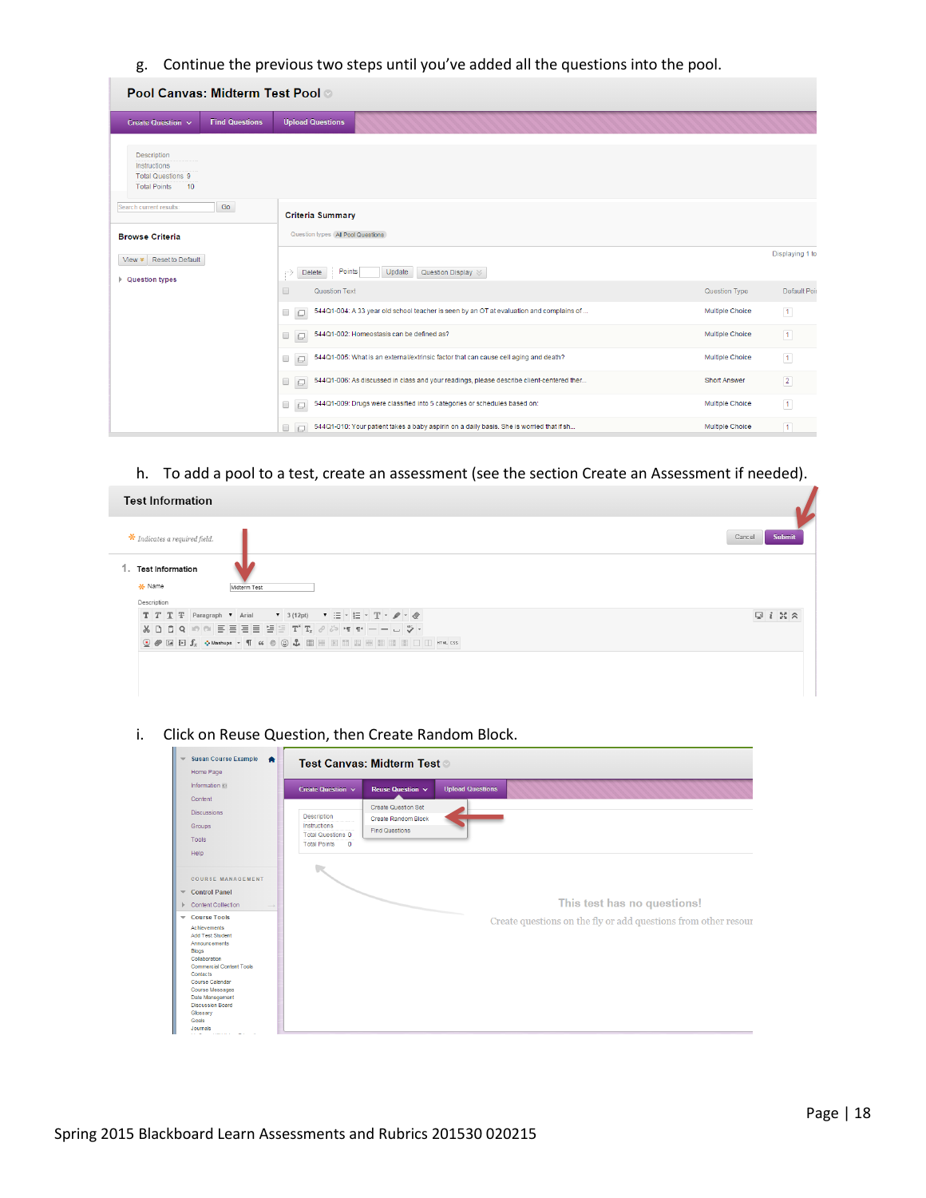g. Continue the previous two steps until you've added all the questions into the pool.

h. To add a pool to a test, create an assessment (see the section Create an Assessment if needed).

i. Click on Reuse Question, then Create Random Block.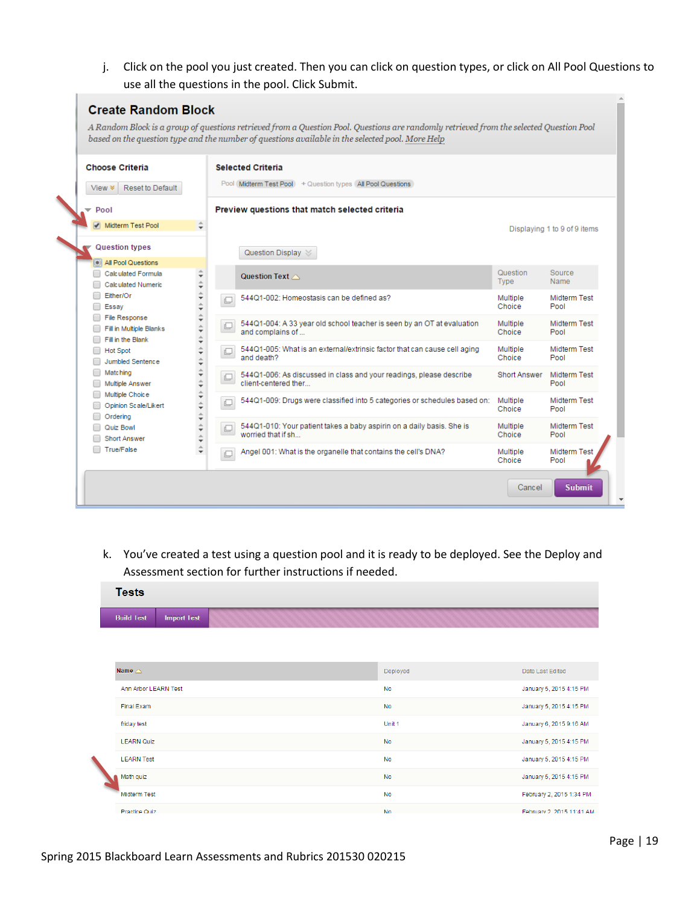j. Click on the pool you just created. Then you can click on question types, or click on All Pool Questions to use all the questions in the pool. Click Submit.

**Create Random Block**

*A Random Block is a group of questions retrieved from a Question Pool. Questions are randomly retrieved from the selected Question Pool based on the question type and the number of questions available in the selected pool. More Help*

**Choose Criteria**

View | Reset to Default

**Pool**

- [x] Midterm Test Pool

**Question types**

- (•) All Pool Questions
- Calculated Formula
- Calculated Numeric
- Either/Or
- Essay
- File Response
- Fill in Multiple Blanks
- Fill in the Blank
- Hot Spot
- Jumbled Sentence
- Matching
- Multiple Answer
- Multiple Choice
- Opinion Scale/Likert
- Ordering
- Quiz Bowl
- Short Answer
- True/False

**Selected Criteria**

Pool: Midterm Test Pool + Question types: All Pool Questions

**Preview questions that match selected criteria**

Displaying 1 to 9 of 9 items

Question Display

| Question Text | Question Type | Source Name |
|---|---|---|
| 544Q1-002: Homeostasis can be defined as? | Multiple Choice | Midterm Test Pool |
| 544Q1-004: A 33 year old school teacher is seen by an OT at evaluation and complains of ... | Multiple Choice | Midterm Test Pool |
| 544Q1-005: What is an external/extrinsic factor that can cause cell aging and death? | Multiple Choice | Midterm Test Pool |
| 544Q1-006: As discussed in class and your readings, please describe client-centered ther... | Short Answer | Midterm Test Pool |
| 544Q1-009: Drugs were classified into 5 categories or schedules based on: | Multiple Choice | Midterm Test Pool |
| 544Q1-010: Your patient takes a baby aspirin on a daily basis. She is worried that if sh... | Multiple Choice | Midterm Test Pool |
| Angel 001: What is the organelle that contains the cell's DNA? | Multiple Choice | Midterm Test Pool |

Cancel | Submit

k. You've created a test using a question pool and it is ready to be deployed. See the Deploy and Assessment section for further instructions if needed.

**Tests**

Build Test | Import Test

| Name | Deployed | Date Last Edited |
|---|---|---|
| Ann Arbor LEARN Test | No | January 5, 2015 4:15 PM |
| Final Exam | No | January 5, 2015 4:15 PM |
| friday test | Unit 1 | January 6, 2015 9:16 AM |
| LEARN Quiz | No | January 5, 2015 4:15 PM |
| LEARN Test | No | January 5, 2015 4:15 PM |
| Math quiz | No | January 5, 2015 4:15 PM |
| Midterm Test | No | February 2, 2015 1:34 PM |
| Practice Quiz | No | February 2, 2015 11:41 AM |

Spring 2015 Blackboard Learn Assessments and Rubrics 201530 020215